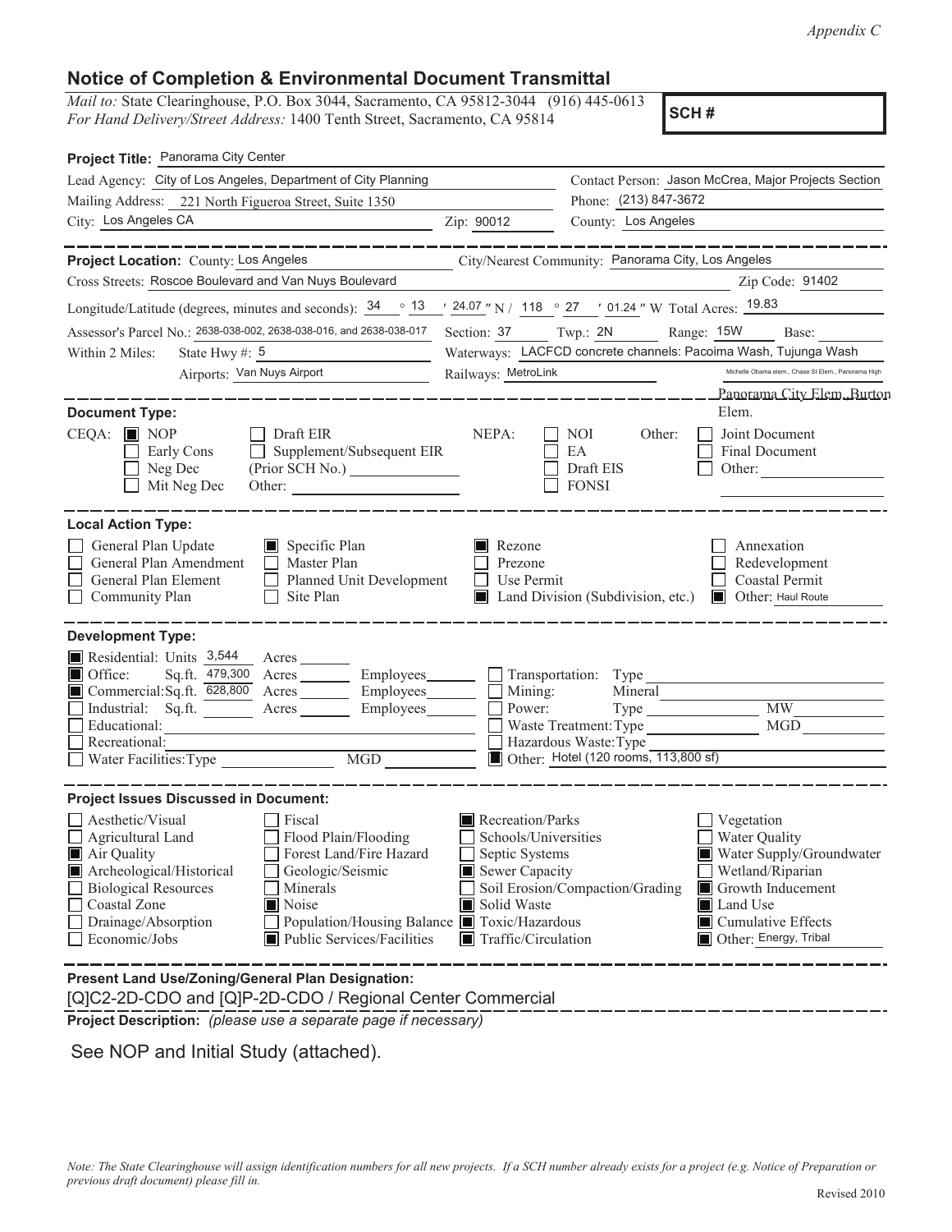*Appendix C*

## Notice of Completion & Environmental Document Transmittal

*Mail to:* State Clearinghouse, P.O. Box 3044, Sacramento, CA 95812-3044 (916) 445-0613
*For Hand Delivery/Street Address:* 1400 Tenth Street, Sacramento, CA 95814

**SCH #**

**Project Title:** Panorama City Center

Lead Agency: City of Los Angeles, Department of City Planning
Contact Person: Jason McCrea, Major Projects Section
Mailing Address: 221 North Figueroa Street, Suite 1350
Phone: (213) 847-3672
City: Los Angeles CA
Zip: 90012
County: Los Angeles

**Project Location:** County: Los Angeles
City/Nearest Community: Panorama City, Los Angeles
Cross Streets: Roscoe Boulevard and Van Nuys Boulevard
Zip Code: 91402
Longitude/Latitude (degrees, minutes and seconds): 34 ° 13 ′ 24.07 ″ N / 118 ° 27 ′ 01.24 ″ W Total Acres: 19.83
Assessor's Parcel No.: 2638-038-002, 2638-038-016, and 2638-038-017
Section: 37 Twp.: 2N Range: 15W Base:
Within 2 Miles: State Hwy #: 5
Waterways: LACFCD concrete channels: Pacoima Wash, Tujunga Wash
Airports: Van Nuys Airport
Railways: MetroLink
Schools: Michelle Obama elem., Chase St Elem., Panorama High, Panorama City Elem., Burton Elem.

**Document Type:**

CEQA: ■ NOP ☐ Draft EIR ☐ Early Cons ☐ Supplement/Subsequent EIR ☐ Neg Dec (Prior SCH No.) ☐ Mit Neg Dec Other:

NEPA: ☐ NOI ☐ EA ☐ Draft EIS ☐ FONSI

Other: ☐ Joint Document ☐ Final Document ☐ Other:

**Local Action Type:**

☐ General Plan Update ☐ General Plan Amendment ☐ General Plan Element ☐ Community Plan
■ Specific Plan ☐ Master Plan ☐ Planned Unit Development ☐ Site Plan
■ Rezone ☐ Prezone ☐ Use Permit ■ Land Division (Subdivision, etc.)
☐ Annexation ☐ Redevelopment ☐ Coastal Permit ■ Other: Haul Route

**Development Type:**

■ Residential: Units 3,544 Acres
■ Office: Sq.ft. 479,300 Acres Employees
■ Commercial: Sq.ft. 628,800 Acres Employees
☐ Industrial: Sq.ft. Acres Employees
☐ Educational:
☐ Recreational:
☐ Water Facilities: Type MGD
☐ Transportation: Type
☐ Mining: Mineral
☐ Power: Type MW
☐ Waste Treatment: Type MGD
☐ Hazardous Waste: Type
■ Other: Hotel (120 rooms, 113,800 sf)

**Project Issues Discussed in Document:**

☐ Aesthetic/Visual ☐ Agricultural Land ■ Air Quality ■ Archeological/Historical ☐ Biological Resources ☐ Coastal Zone ☐ Drainage/Absorption ☐ Economic/Jobs
☐ Fiscal ☐ Flood Plain/Flooding ☐ Forest Land/Fire Hazard ☐ Geologic/Seismic ☐ Minerals ■ Noise ☐ Population/Housing Balance ■ Public Services/Facilities
■ Recreation/Parks ☐ Schools/Universities ☐ Septic Systems ■ Sewer Capacity ☐ Soil Erosion/Compaction/Grading ■ Solid Waste ■ Toxic/Hazardous ■ Traffic/Circulation
☐ Vegetation ☐ Water Quality ■ Water Supply/Groundwater ☐ Wetland/Riparian ■ Growth Inducement ■ Land Use ■ Cumulative Effects ■ Other: Energy, Tribal

**Present Land Use/Zoning/General Plan Designation:**

[Q]C2-2D-CDO and [Q]P-2D-CDO / Regional Center Commercial

**Project Description:** *(please use a separate page if necessary)*

See NOP and Initial Study (attached).

*Note: The State Clearinghouse will assign identification numbers for all new projects. If a SCH number already exists for a project (e.g. Notice of Preparation or previous draft document) please fill in.*

Revised 2010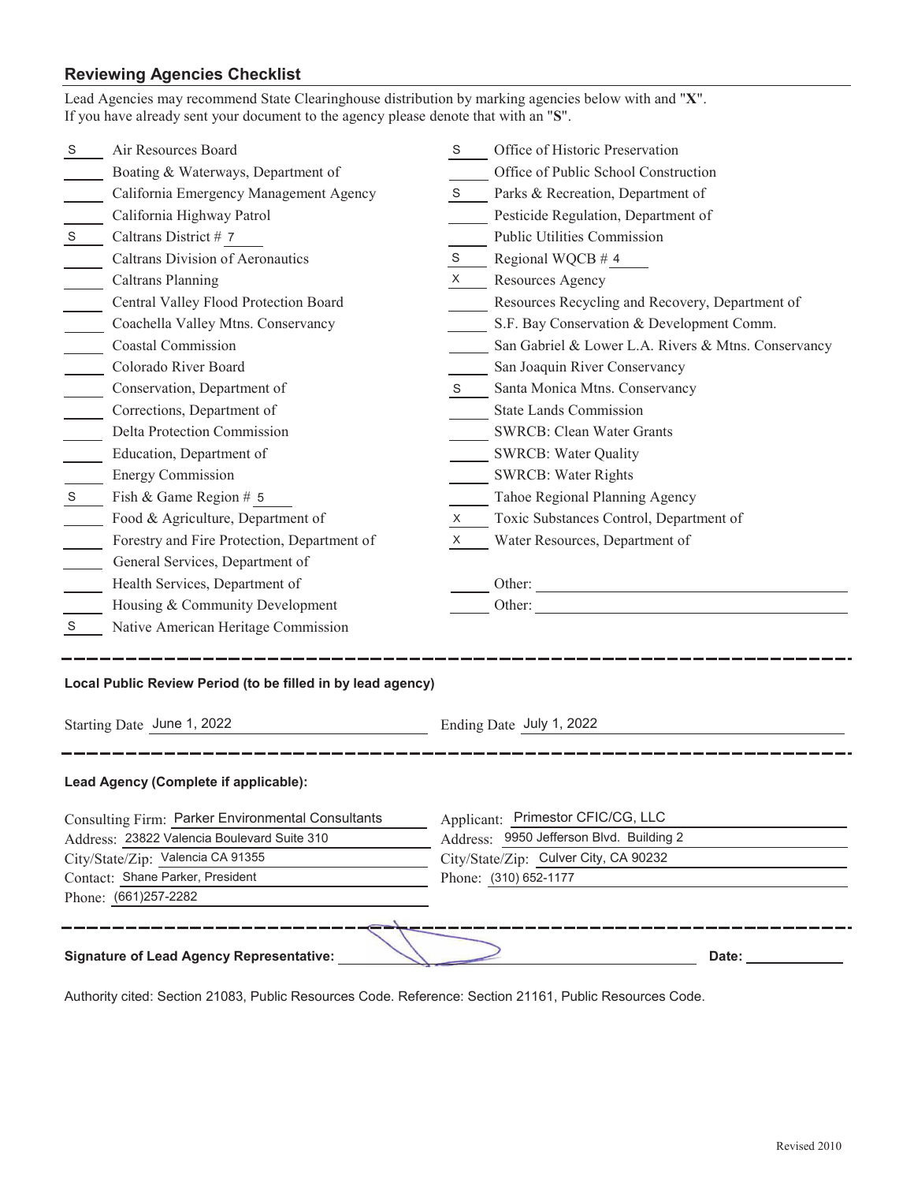## Reviewing Agencies Checklist

Lead Agencies may recommend State Clearinghouse distribution by marking agencies below with and "**X**".
If you have already sent your document to the agency please denote that with an "**S**".

| | | | |
|---|---|---|---|
| S | Air Resources Board | S | Office of Historic Preservation |
| | Boating & Waterways, Department of | | Office of Public School Construction |
| | California Emergency Management Agency | S | Parks & Recreation, Department of |
| | California Highway Patrol | | Pesticide Regulation, Department of |
| S | Caltrans District # 7 | | Public Utilities Commission |
| | Caltrans Division of Aeronautics | S | Regional WQCB # 4 |
| | Caltrans Planning | X | Resources Agency |
| | Central Valley Flood Protection Board | | Resources Recycling and Recovery, Department of |
| | Coachella Valley Mtns. Conservancy | | S.F. Bay Conservation & Development Comm. |
| | Coastal Commission | | San Gabriel & Lower L.A. Rivers & Mtns. Conservancy |
| | Colorado River Board | | San Joaquin River Conservancy |
| | Conservation, Department of | S | Santa Monica Mtns. Conservancy |
| | Corrections, Department of | | State Lands Commission |
| | Delta Protection Commission | | SWRCB: Clean Water Grants |
| | Education, Department of | | SWRCB: Water Quality |
| | Energy Commission | | SWRCB: Water Rights |
| S | Fish & Game Region # 5 | | Tahoe Regional Planning Agency |
| | Food & Agriculture, Department of | X | Toxic Substances Control, Department of |
| | Forestry and Fire Protection, Department of | X | Water Resources, Department of |
| | General Services, Department of | | |
| | Health Services, Department of | | Other: |
| | Housing & Community Development | | Other: |
| S | Native American Heritage Commission | | |

---

**Local Public Review Period (to be filled in by lead agency)**

Starting Date June 1, 2022 Ending Date July 1, 2022

---

**Lead Agency (Complete if applicable):**

Consulting Firm: Parker Environmental Consultants
Address: 23822 Valencia Boulevard Suite 310
City/State/Zip: Valencia CA 91355
Contact: Shane Parker, President
Phone: (661)257-2282

Applicant: Primestor CFIC/CG, LLC
Address: 9950 Jefferson Blvd. Building 2
City/State/Zip: Culver City, CA 90232
Phone: (310) 652-1177

---

**Signature of Lead Agency Representative:** ______________ **Date:** ______________

Authority cited: Section 21083, Public Resources Code. Reference: Section 21161, Public Resources Code.

Revised 2010